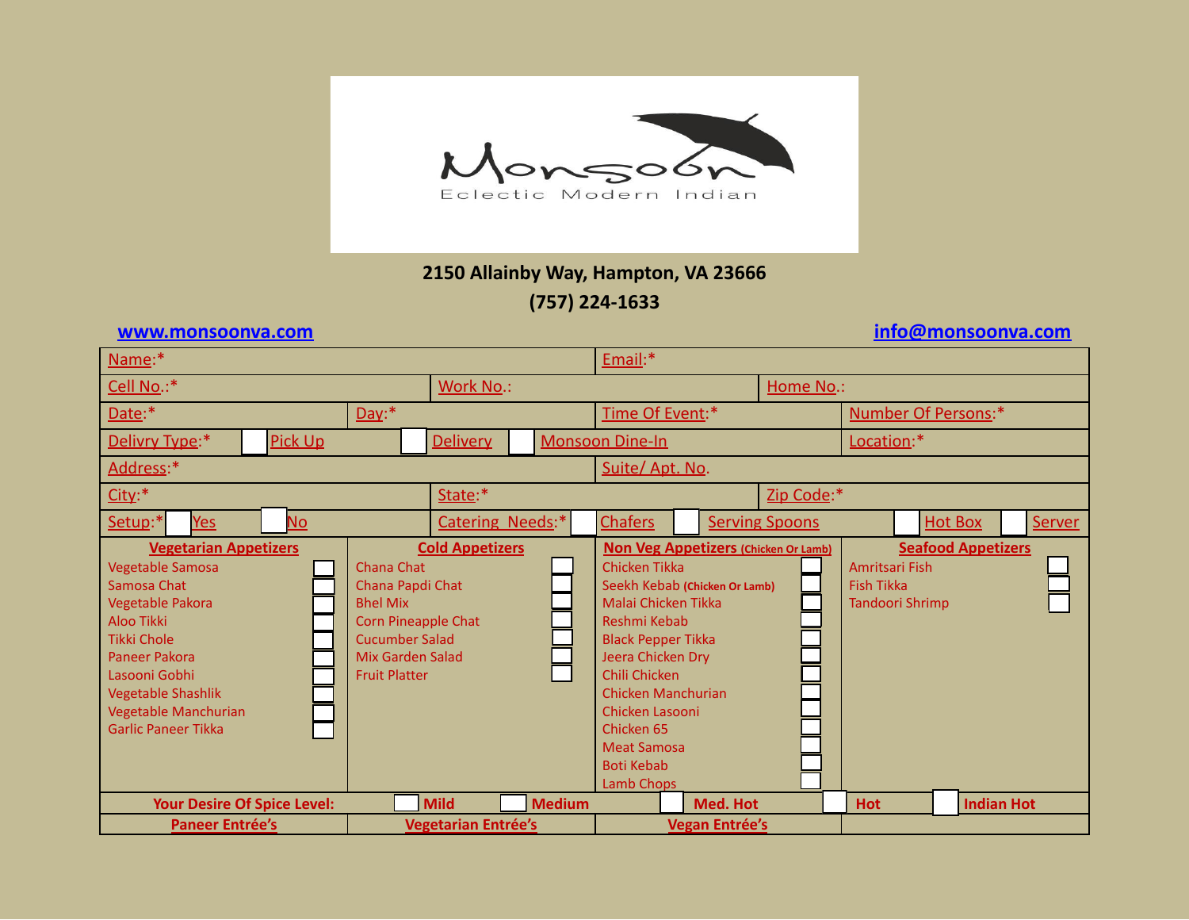# Monsoon

Eclectic Modern Indian

**2150 Allainby Way, Hampton, VA 23666**

**(757) 224-1633**

**www.monsoonva.com** **info@monsoonva.com**

| | | | |
|---|---|---|---|
| Name:* | | Email:* | |
| Cell No.:* | Work No.: | | Home No.: |
| Date:* | Day:* | Time Of Event:* | Number Of Persons:* |
| Delivry Type:* ☐ Pick Up | ☐ Delivery | ☐ Monsoon Dine-In | Location:* |
| Address:* | | Suite/ Apt. No. | |
| City:* | State:* | | Zip Code:* |
| Setup:* ☐ Yes ☐ No | Catering Needs:* ☐ Chafers | ☐ Serving Spoons | ☐ Hot Box ☐ Server |

| **Vegetarian Appetizers** | **Cold Appetizers** | **Non Veg Appetizers (Chicken Or Lamb)** | **Seafood Appetizers** |
|---|---|---|---|
| Vegetable Samosa ☐ | Chana Chat ☐ | Chicken Tikka ☐ | Amritsari Fish ☐ |
| Samosa Chat ☐ | Chana Papdi Chat ☐ | Seekh Kebab (Chicken Or Lamb) ☐ | Fish Tikka ☐ |
| Vegetable Pakora ☐ | Bhel Mix ☐ | Malai Chicken Tikka ☐ | Tandoori Shrimp ☐ |
| Aloo Tikki ☐ | Corn Pineapple Chat ☐ | Reshmi Kebab ☐ | |
| Tikki Chole ☐ | Cucumber Salad ☐ | Black Pepper Tikka ☐ | |
| Paneer Pakora ☐ | Mix Garden Salad ☐ | Jeera Chicken Dry ☐ | |
| Lasooni Gobhi ☐ | Fruit Platter ☐ | Chili Chicken ☐ | |
| Vegetable Shashlik ☐ | | Chicken Manchurian ☐ | |
| Vegetable Manchurian ☐ | | Chicken Lasooni ☐ | |
| Garlic Paneer Tikka ☐ | | Chicken 65 ☐ | |
| | | Meat Samosa ☐ | |
| | | Boti Kebab ☐ | |
| | | Lamb Chops ☐ | |

**Your Desire Of Spice Level:** ☐ **Mild** ☐ **Medium** ☐ **Med. Hot** ☐ **Hot** ☐ **Indian Hot**

| **Paneer Entrée's** | **Vegetarian Entrée's** | **Vegan Entrée's** | |
|---|---|---|---|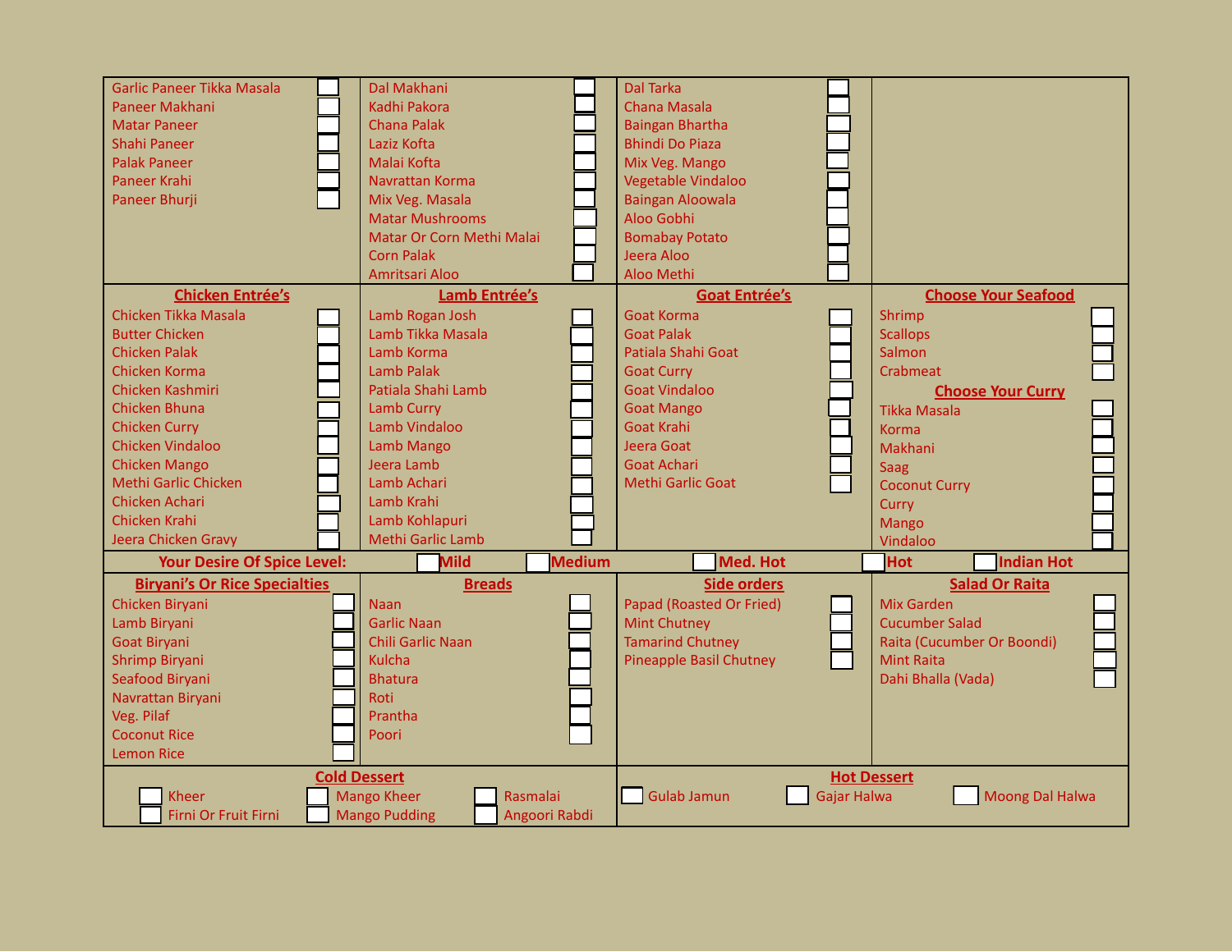| | | | |
|---|---|---|---|
| Garlic Paneer Tikka Masala ☐<br>Paneer Makhani ☐<br>Matar Paneer ☐<br>Shahi Paneer ☐<br>Palak Paneer ☐<br>Paneer Krahi ☐<br>Paneer Bhurji ☐ | Dal Makhani ☐<br>Kadhi Pakora ☐<br>Chana Palak ☐<br>Laziz Kofta ☐<br>Malai Kofta ☐<br>Navrattan Korma ☐<br>Mix Veg. Masala ☐<br>Matar Mushrooms ☐<br>Matar Or Corn Methi Malai ☐<br>Corn Palak ☐<br>Amritsari Aloo ☐ | Dal Tarka ☐<br>Chana Masala ☐<br>Baingan Bhartha ☐<br>Bhindi Do Piaza ☐<br>Mix Veg. Mango ☐<br>Vegetable Vindaloo ☐<br>Baingan Aloowala ☐<br>Aloo Gobhi ☐<br>Bombay Potato ☐<br>Jeera Aloo ☐<br>Aloo Methi ☐ | |
| **Chicken Entrée's**<br>Chicken Tikka Masala ☐<br>Butter Chicken ☐<br>Chicken Palak ☐<br>Chicken Korma ☐<br>Chicken Kashmiri ☐<br>Chicken Bhuna ☐<br>Chicken Curry ☐<br>Chicken Vindaloo ☐<br>Chicken Mango ☐<br>Methi Garlic Chicken ☐<br>Chicken Achari ☐<br>Chicken Krahi ☐<br>Jeera Chicken Gravy ☐ | **Lamb Entrée's**<br>Lamb Rogan Josh ☐<br>Lamb Tikka Masala ☐<br>Lamb Korma ☐<br>Lamb Palak ☐<br>Patiala Shahi Lamb ☐<br>Lamb Curry ☐<br>Lamb Vindaloo ☐<br>Lamb Mango ☐<br>Jeera Lamb ☐<br>Lamb Achari ☐<br>Lamb Krahi ☐<br>Lamb Kohlapuri ☐<br>Methi Garlic Lamb ☐ | **Goat Entrée's**<br>Goat Korma ☐<br>Goat Palak ☐<br>Patiala Shahi Goat ☐<br>Goat Curry ☐<br>Goat Vindaloo ☐<br>Goat Mango ☐<br>Goat Krahi ☐<br>Jeera Goat ☐<br>Goat Achari ☐<br>Methi Garlic Goat ☐ | **Choose Your Seafood**<br>Shrimp ☐<br>Scallops ☐<br>Salmon ☐<br>Crabmeat ☐<br>**Choose Your Curry**<br>Tikka Masala ☐<br>Korma ☐<br>Makhani ☐<br>Saag ☐<br>Coconut Curry ☐<br>Curry ☐<br>Mango ☐<br>Vindaloo ☐ |
| **Your Desire Of Spice Level:** | ☐ **Mild** ☐ **Medium** | ☐ **Med. Hot** | ☐ **Hot** ☐ **Indian Hot** |
| **Biryani's Or Rice Specialties**<br>Chicken Biryani ☐<br>Lamb Biryani ☐<br>Goat Biryani ☐<br>Shrimp Biryani ☐<br>Seafood Biryani ☐<br>Navrattan Biryani ☐<br>Veg. Pilaf ☐<br>Coconut Rice ☐<br>Lemon Rice ☐ | **Breads**<br>Naan ☐<br>Garlic Naan ☐<br>Chili Garlic Naan ☐<br>Kulcha ☐<br>Bhatura ☐<br>Roti ☐<br>Prantha ☐<br>Poori ☐ | **Side orders**<br>Papad (Roasted Or Fried) ☐<br>Mint Chutney ☐<br>Tamarind Chutney ☐<br>Pineapple Basil Chutney ☐ | **Salad Or Raita**<br>Mix Garden ☐<br>Cucumber Salad ☐<br>Raita (Cucumber Or Boondi) ☐<br>Mint Raita ☐<br>Dahi Bhalla (Vada) ☐ |
| **Cold Dessert**<br>☐ Kheer ☐ Mango Kheer ☐ Rasmalai<br>☐ Firni Or Fruit Firni ☐ Mango Pudding ☐ Angoori Rabdi | | **Hot Dessert**<br>☐ Gulab Jamun ☐ Gajar Halwa ☐ Moong Dal Halwa | |